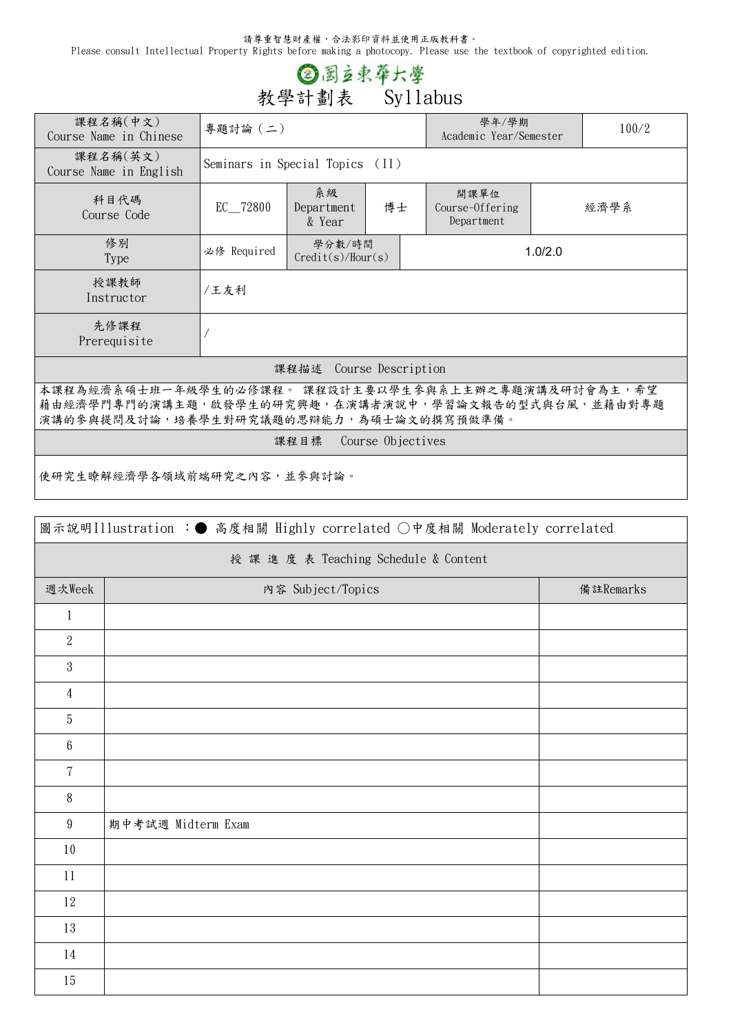請尊重智慧財產權，合法影印資料並使用正版教科書。
Please consult Intellectual Property Rights before making a photocopy. Please use the textbook of copyrighted edition.

# 國立東華大學

## 教學計劃表　Syllabus

| 課程名稱(中文) Course Name in Chinese | 專題討論（二） | | | 學年/學期 Academic Year/Semester | 100/2 |
|---|---|---|---|---|---|
| 課程名稱(英文) Course Name in English | Seminars in Special Topics （II） | | | | |
| 科目代碼 Course Code | EC__72800 | 系級 Department & Year | 博士 | 開課單位 Course-Offering Department | 經濟學系 |
| 修別 Type | 必修 Required | 學分數/時間 Credit(s)/Hour(s) | 1.0/2.0 | | |
| 授課教師 Instructor | /王友利 | | | | |
| 先修課程 Prerequisite | / | | | | |

| 課程描述　Course Description |
|---|
| 本課程為經濟系碩士班一年級學生的必修課程。 課程設計主要以學生參與系上主辦之專題演講及研討會為主，希望藉由經濟學門專門的演講主題，啟發學生的研究興趣，在演講者演說中，學習論文報告的型式與台風，並藉由對專題演講的參與提問及討論，培養學生對研究議題的思辯能力，為碩士論文的撰寫預做準備。 |

| 課程目標　Course Objectives |
|---|
| 使研究生瞭解經濟學各領域前端研究之內容，並參與討論。 |

圖示說明Illustration ：● 高度相關 Highly correlated ○中度相關 Moderately correlated

| 授 課 進 度 表 Teaching Schedule & Content | | |
|---|---|---|
| 週次Week | 內容 Subject/Topics | 備註Remarks |
| 1 | | |
| 2 | | |
| 3 | | |
| 4 | | |
| 5 | | |
| 6 | | |
| 7 | | |
| 8 | | |
| 9 | 期中考試週 Midterm Exam | |
| 10 | | |
| 11 | | |
| 12 | | |
| 13 | | |
| 14 | | |
| 15 | | |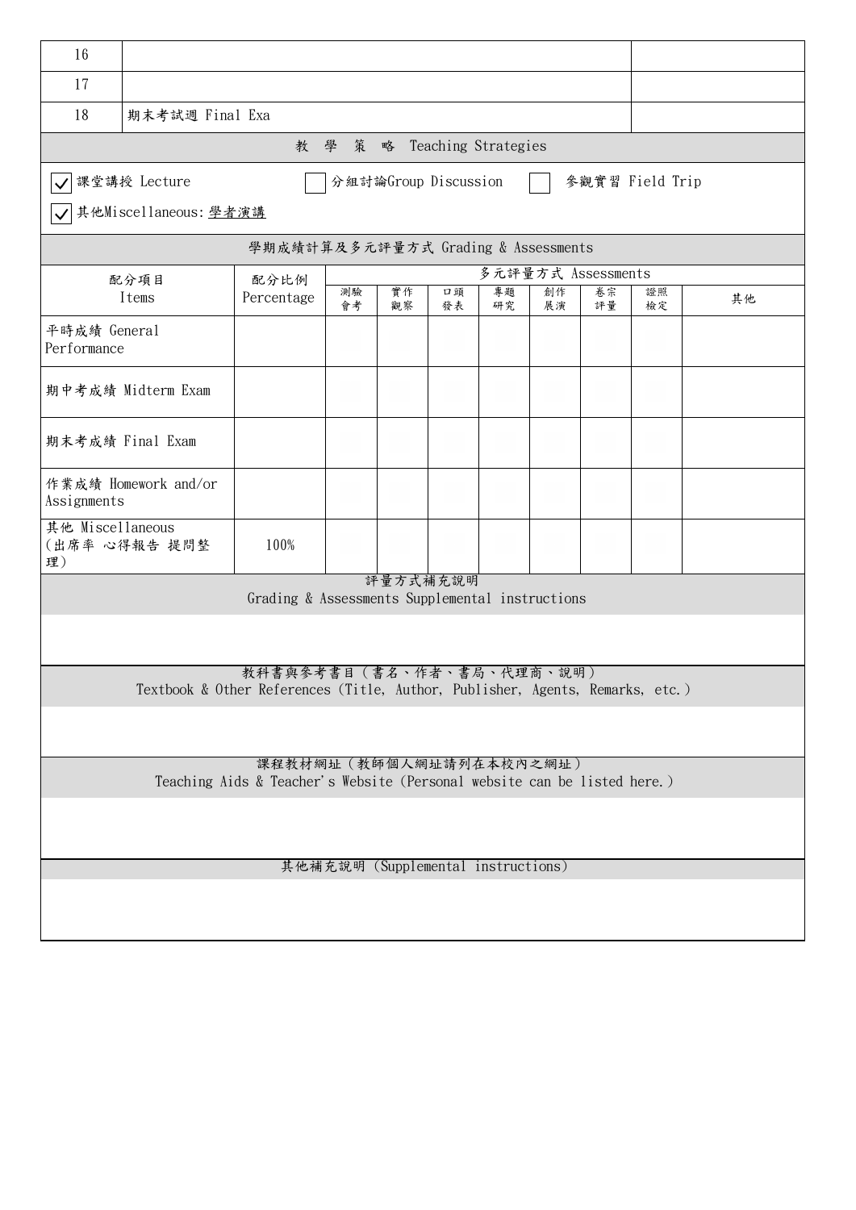| | | |
|---|---|---|
| 16 | | |
| 17 | | |
| 18 | 期末考試週 Final Exa | |

## 教 學 策 略 Teaching Strategies

☑ 課堂講授 Lecture　☐ 分組討論Group Discussion　☐ 參觀實習 Field Trip

☑ 其他Miscellaneous: 學者演講

## 學期成績計算及多元評量方式 Grading & Assessments

| 配分項目 Items | 配分比例 Percentage | 多元評量方式 Assessments | | | | | | | |
|---|---|---|---|---|---|---|---|---|---|
| | | 測驗會考 | 實作觀察 | 口頭發表 | 專題研究 | 創作展演 | 卷宗評量 | 證照檢定 | 其他 |
| 平時成績 General Performance | | | | | | | | | |
| 期中考成績 Midterm Exam | | | | | | | | | |
| 期末考成績 Final Exam | | | | | | | | | |
| 作業成績 Homework and/or Assignments | | | | | | | | | |
| 其他 Miscellaneous (出席率 心得報告 提問整理) | 100% | | | | | | | | |

## 評量方式補充說明 Grading & Assessments Supplemental instructions

## 教科書與參考書目（書名、作者、書局、代理商、說明） Textbook & Other References (Title, Author, Publisher, Agents, Remarks, etc.)

## 課程教材網址（教師個人網址請列在本校內之網址） Teaching Aids & Teacher's Website (Personal website can be listed here.)

## 其他補充說明 (Supplemental instructions)